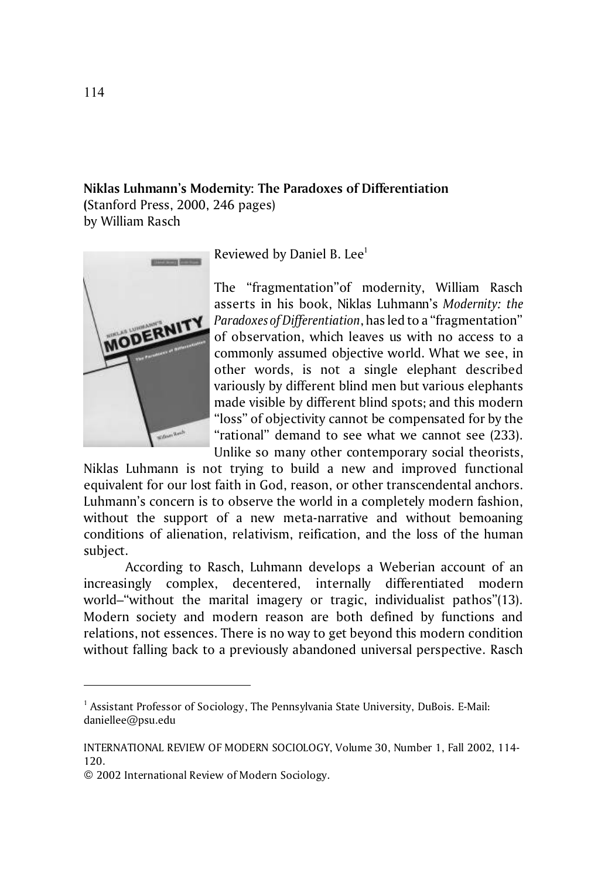**Niklas Luhmann's Modernity: The Paradoxes of Differentiation**
(Stanford Press, 2000, 246 pages)
by William Rasch

Reviewed by Daniel B. Lee[1]

The "fragmentation"of modernity, William Rasch asserts in his book, Niklas Luhmann's *Modernity: the Paradoxes of Differentiation*, has led to a "fragmentation" of observation, which leaves us with no access to a commonly assumed objective world. What we see, in other words, is not a single elephant described variously by different blind men but various elephants made visible by different blind spots; and this modern "loss" of objectivity cannot be compensated for by the "rational" demand to see what we cannot see (233). Unlike so many other contemporary social theorists, Niklas Luhmann is not trying to build a new and improved functional equivalent for our lost faith in God, reason, or other transcendental anchors. Luhmann's concern is to observe the world in a completely modern fashion, without the support of a new meta-narrative and without bemoaning conditions of alienation, relativism, reification, and the loss of the human subject.

According to Rasch, Luhmann develops a Weberian account of an increasingly complex, decentered, internally differentiated modern world–"without the marital imagery or tragic, individualist pathos"(13). Modern society and modern reason are both defined by functions and relations, not essences. There is no way to get beyond this modern condition without falling back to a previously abandoned universal perspective. Rasch

---

[1] Assistant Professor of Sociology, The Pennsylvania State University, DuBois. E-Mail: daniellee@psu.edu

INTERNATIONAL REVIEW OF MODERN SOCIOLOGY, Volume 30, Number 1, Fall 2002, 114-120.
© 2002 International Review of Modern Sociology.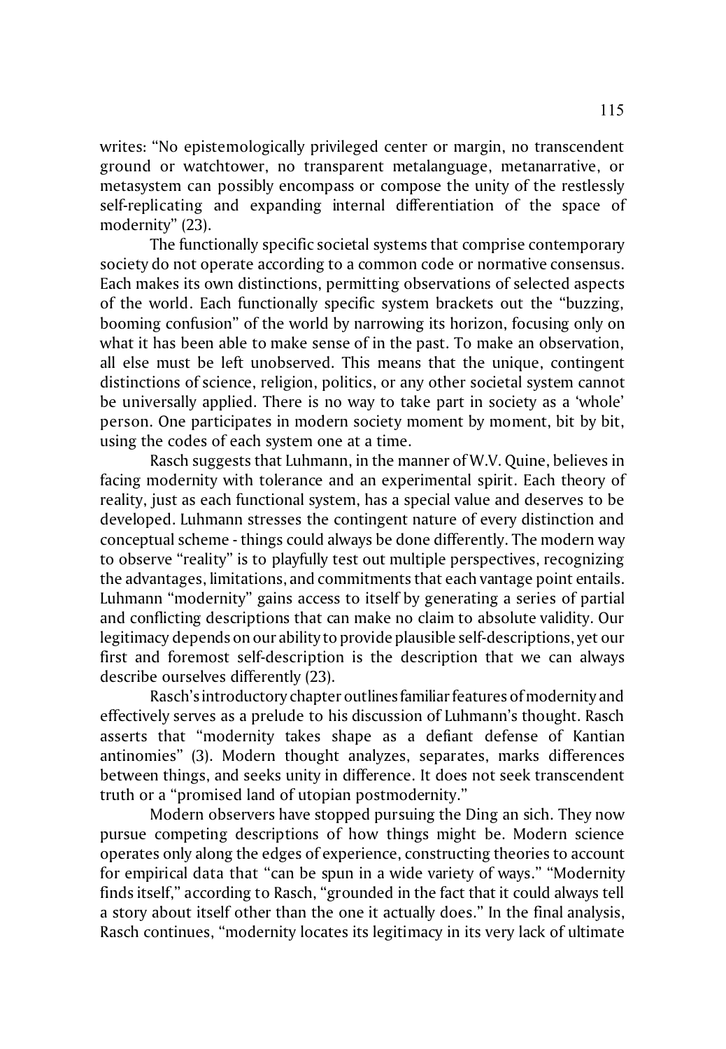writes: "No epistemologically privileged center or margin, no transcendent ground or watchtower, no transparent metalanguage, metanarrative, or metasystem can possibly encompass or compose the unity of the restlessly self-replicating and expanding internal differentiation of the space of modernity" (23).

The functionally specific societal systems that comprise contemporary society do not operate according to a common code or normative consensus. Each makes its own distinctions, permitting observations of selected aspects of the world. Each functionally specific system brackets out the "buzzing, booming confusion" of the world by narrowing its horizon, focusing only on what it has been able to make sense of in the past. To make an observation, all else must be left unobserved. This means that the unique, contingent distinctions of science, religion, politics, or any other societal system cannot be universally applied. There is no way to take part in society as a 'whole' person. One participates in modern society moment by moment, bit by bit, using the codes of each system one at a time.

Rasch suggests that Luhmann, in the manner of W.V. Quine, believes in facing modernity with tolerance and an experimental spirit. Each theory of reality, just as each functional system, has a special value and deserves to be developed. Luhmann stresses the contingent nature of every distinction and conceptual scheme - things could always be done differently. The modern way to observe "reality" is to playfully test out multiple perspectives, recognizing the advantages, limitations, and commitments that each vantage point entails. Luhmann "modernity" gains access to itself by generating a series of partial and conflicting descriptions that can make no claim to absolute validity. Our legitimacy depends on our ability to provide plausible self-descriptions, yet our first and foremost self-description is the description that we can always describe ourselves differently (23).

Rasch's introductory chapter outlines familiar features of modernity and effectively serves as a prelude to his discussion of Luhmann's thought. Rasch asserts that "modernity takes shape as a defiant defense of Kantian antinomies" (3). Modern thought analyzes, separates, marks differences between things, and seeks unity in difference. It does not seek transcendent truth or a "promised land of utopian postmodernity."

Modern observers have stopped pursuing the Ding an sich. They now pursue competing descriptions of how things might be. Modern science operates only along the edges of experience, constructing theories to account for empirical data that "can be spun in a wide variety of ways." "Modernity finds itself," according to Rasch, "grounded in the fact that it could always tell a story about itself other than the one it actually does." In the final analysis, Rasch continues, "modernity locates its legitimacy in its very lack of ultimate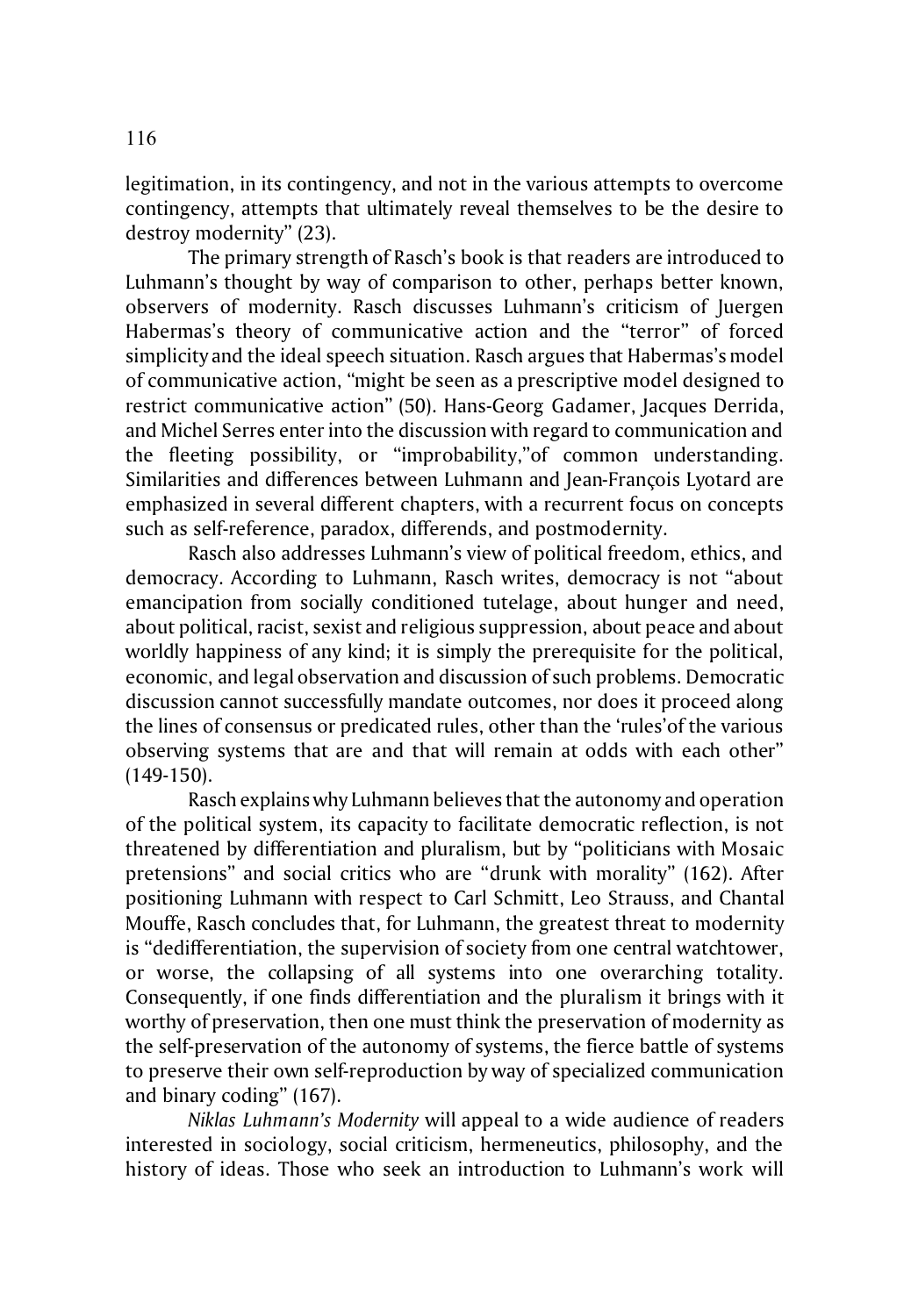legitimation, in its contingency, and not in the various attempts to overcome contingency, attempts that ultimately reveal themselves to be the desire to destroy modernity" (23).

The primary strength of Rasch's book is that readers are introduced to Luhmann's thought by way of comparison to other, perhaps better known, observers of modernity. Rasch discusses Luhmann's criticism of Juergen Habermas's theory of communicative action and the "terror" of forced simplicity and the ideal speech situation. Rasch argues that Habermas's model of communicative action, "might be seen as a prescriptive model designed to restrict communicative action" (50). Hans-Georg Gadamer, Jacques Derrida, and Michel Serres enter into the discussion with regard to communication and the fleeting possibility, or "improbability,"of common understanding. Similarities and differences between Luhmann and Jean-François Lyotard are emphasized in several different chapters, with a recurrent focus on concepts such as self-reference, paradox, differends, and postmodernity.

Rasch also addresses Luhmann's view of political freedom, ethics, and democracy. According to Luhmann, Rasch writes, democracy is not "about emancipation from socially conditioned tutelage, about hunger and need, about political, racist, sexist and religious suppression, about peace and about worldly happiness of any kind; it is simply the prerequisite for the political, economic, and legal observation and discussion of such problems. Democratic discussion cannot successfully mandate outcomes, nor does it proceed along the lines of consensus or predicated rules, other than the 'rules'of the various observing systems that are and that will remain at odds with each other" (149-150).

Rasch explains why Luhmann believes that the autonomy and operation of the political system, its capacity to facilitate democratic reflection, is not threatened by differentiation and pluralism, but by "politicians with Mosaic pretensions" and social critics who are "drunk with morality" (162). After positioning Luhmann with respect to Carl Schmitt, Leo Strauss, and Chantal Mouffe, Rasch concludes that, for Luhmann, the greatest threat to modernity is "dedifferentiation, the supervision of society from one central watchtower, or worse, the collapsing of all systems into one overarching totality. Consequently, if one finds differentiation and the pluralism it brings with it worthy of preservation, then one must think the preservation of modernity as the self-preservation of the autonomy of systems, the fierce battle of systems to preserve their own self-reproduction by way of specialized communication and binary coding" (167).

*Niklas Luhmann's Modernity* will appeal to a wide audience of readers interested in sociology, social criticism, hermeneutics, philosophy, and the history of ideas. Those who seek an introduction to Luhmann's work will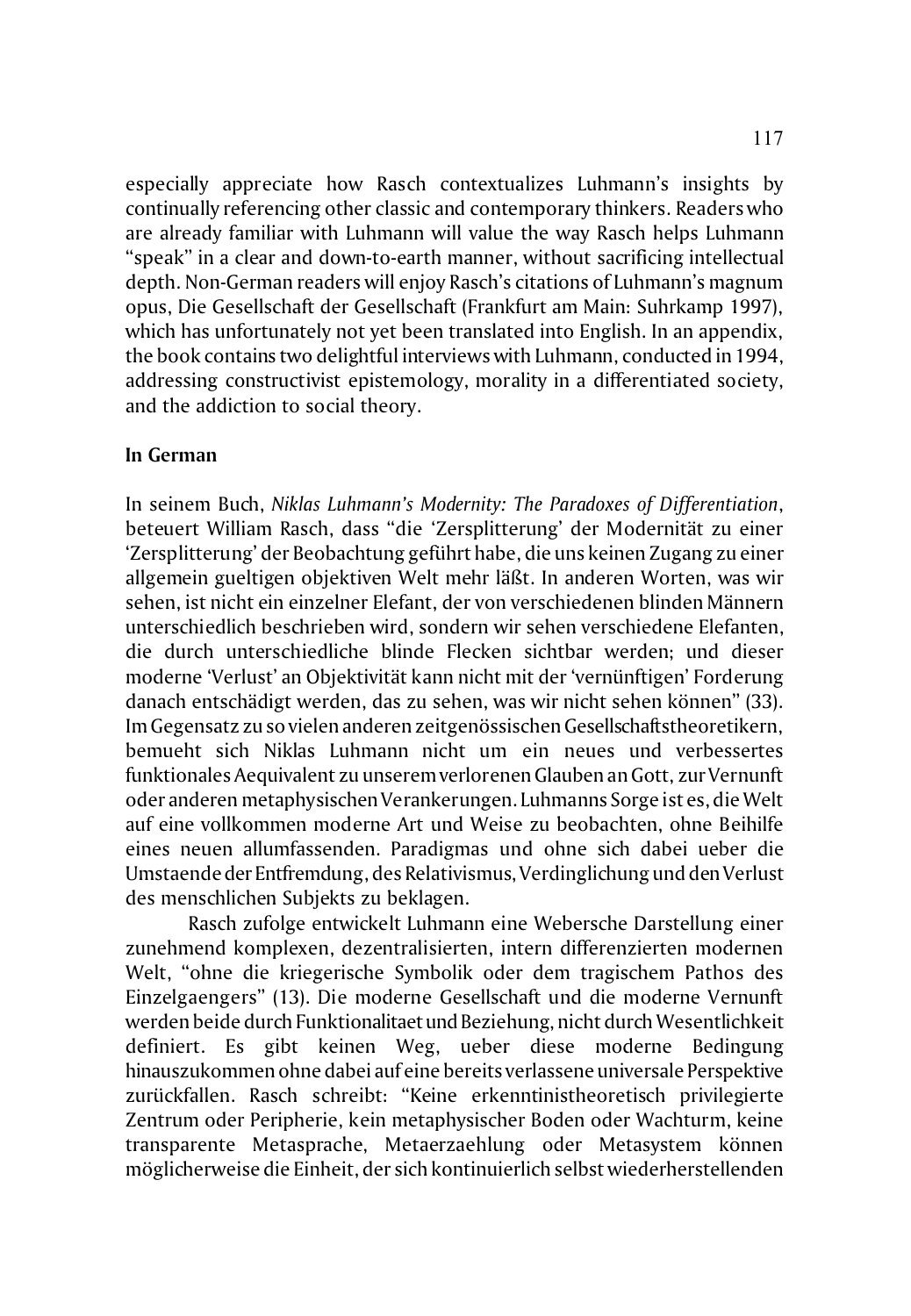especially appreciate how Rasch contextualizes Luhmann's insights by continually referencing other classic and contemporary thinkers. Readers who are already familiar with Luhmann will value the way Rasch helps Luhmann "speak" in a clear and down-to-earth manner, without sacrificing intellectual depth. Non-German readers will enjoy Rasch's citations of Luhmann's magnum opus, Die Gesellschaft der Gesellschaft (Frankfurt am Main: Suhrkamp 1997), which has unfortunately not yet been translated into English. In an appendix, the book contains two delightful interviews with Luhmann, conducted in 1994, addressing constructivist epistemology, morality in a differentiated society, and the addiction to social theory.

**In German**

In seinem Buch, *Niklas Luhmann's Modernity: The Paradoxes of Differentiation*, beteuert William Rasch, dass "die 'Zersplitterung' der Modernität zu einer 'Zersplitterung' der Beobachtung geführt habe, die uns keinen Zugang zu einer allgemein gueltigen objektiven Welt mehr läßt. In anderen Worten, was wir sehen, ist nicht ein einzelner Elefant, der von verschiedenen blinden Männern unterschiedlich beschrieben wird, sondern wir sehen verschiedene Elefanten, die durch unterschiedliche blinde Flecken sichtbar werden; und dieser moderne 'Verlust' an Objektivität kann nicht mit der 'vernünftigen' Forderung danach entschädigt werden, das zu sehen, was wir nicht sehen können" (33). Im Gegensatz zu so vielen anderen zeitgenössischen Gesellschaftstheoretikern, bemueht sich Niklas Luhmann nicht um ein neues und verbessertes funktionales Aequivalent zu unserem verlorenen Glauben an Gott, zur Vernunft oder anderen metaphysischen Verankerungen. Luhmanns Sorge ist es, die Welt auf eine vollkommen moderne Art und Weise zu beobachten, ohne Beihilfe eines neuen allumfassenden. Paradigmas und ohne sich dabei ueber die Umstaende der Entfremdung, des Relativismus, Verdinglichung und den Verlust des menschlichen Subjekts zu beklagen.

Rasch zufolge entwickelt Luhmann eine Webersche Darstellung einer zunehmend komplexen, dezentralisierten, intern differenzierten modernen Welt, "ohne die kriegerische Symbolik oder dem tragischem Pathos des Einzelgaengers" (13). Die moderne Gesellschaft und die moderne Vernunft werden beide durch Funktionalitaet und Beziehung, nicht durch Wesentlichkeit definiert. Es gibt keinen Weg, ueber diese moderne Bedingung hinauszukommen ohne dabei auf eine bereits verlassene universale Perspektive zurückfallen. Rasch schreibt: "Keine erkenntnistheoretisch privilegierte Zentrum oder Peripherie, kein metaphysischer Boden oder Wachturm, keine transparente Metasprache, Metaerzaehlung oder Metasystem können möglicherweise die Einheit, der sich kontinuierlich selbst wiederherstellenden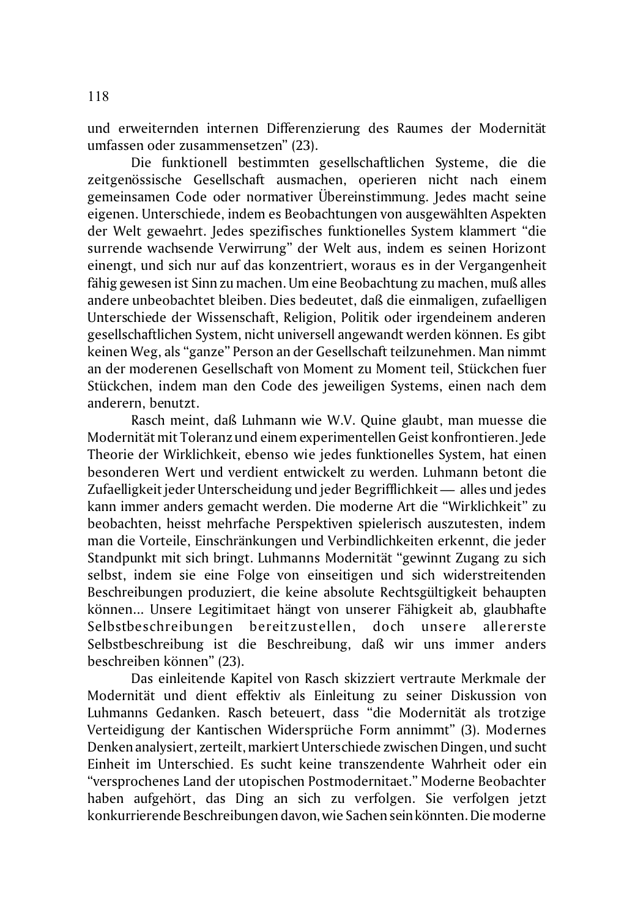und erweiternden internen Differenzierung des Raumes der Modernität umfassen oder zusammensetzen" (23).

Die funktionell bestimmten gesellschaftlichen Systeme, die die zeitgenössische Gesellschaft ausmachen, operieren nicht nach einem gemeinsamen Code oder normativer Übereinstimmung. Jedes macht seine eigenen. Unterschiede, indem es Beobachtungen von ausgewählten Aspekten der Welt gewaehrt. Jedes spezifisches funktionelles System klammert "die surrende wachsende Verwirrung" der Welt aus, indem es seinen Horizont einengt, und sich nur auf das konzentriert, woraus es in der Vergangenheit fähig gewesen ist Sinn zu machen. Um eine Beobachtung zu machen, muß alles andere unbeobachtet bleiben. Dies bedeutet, daß die einmaligen, zufaelligen Unterschiede der Wissenschaft, Religion, Politik oder irgendeinem anderen gesellschaftlichen System, nicht universell angewandt werden können. Es gibt keinen Weg, als "ganze" Person an der Gesellschaft teilzunehmen. Man nimmt an der moderenen Gesellschaft von Moment zu Moment teil, Stückchen fuer Stückchen, indem man den Code des jeweiligen Systems, einen nach dem anderern, benutzt.

Rasch meint, daß Luhmann wie W.V. Quine glaubt, man muesse die Modernität mit Toleranz und einem experimentellen Geist konfrontieren. Jede Theorie der Wirklichkeit, ebenso wie jedes funktionelles System, hat einen besonderen Wert und verdient entwickelt zu werden. Luhmann betont die Zufaelligkeit jeder Unterscheidung und jeder Begrifflichkeit — alles und jedes kann immer anders gemacht werden. Die moderne Art die "Wirklichkeit" zu beobachten, heisst mehrfache Perspektiven spielerisch auszutesten, indem man die Vorteile, Einschränkungen und Verbindlichkeiten erkennt, die jeder Standpunkt mit sich bringt. Luhmanns Modernität "gewinnt Zugang zu sich selbst, indem sie eine Folge von einseitigen und sich widerstreitenden Beschreibungen produziert, die keine absolute Rechtsgültigkeit behaupten können... Unsere Legitimitaet hängt von unserer Fähigkeit ab, glaubhafte Selbstbeschreibungen bereitzustellen, doch unsere allererste Selbstbeschreibung ist die Beschreibung, daß wir uns immer anders beschreiben können" (23).

Das einleitende Kapitel von Rasch skizziert vertraute Merkmale der Modernität und dient effektiv als Einleitung zu seiner Diskussion von Luhmanns Gedanken. Rasch beteuert, dass "die Modernität als trotzige Verteidigung der Kantischen Widersprüche Form annimmt" (3). Modernes Denken analysiert, zerteilt, markiert Unterschiede zwischen Dingen, und sucht Einheit im Unterschied. Es sucht keine transzendente Wahrheit oder ein "versprochenes Land der utopischen Postmodernitaet." Moderne Beobachter haben aufgehört, das Ding an sich zu verfolgen. Sie verfolgen jetzt konkurrierende Beschreibungen davon, wie Sachen sein könnten. Die moderne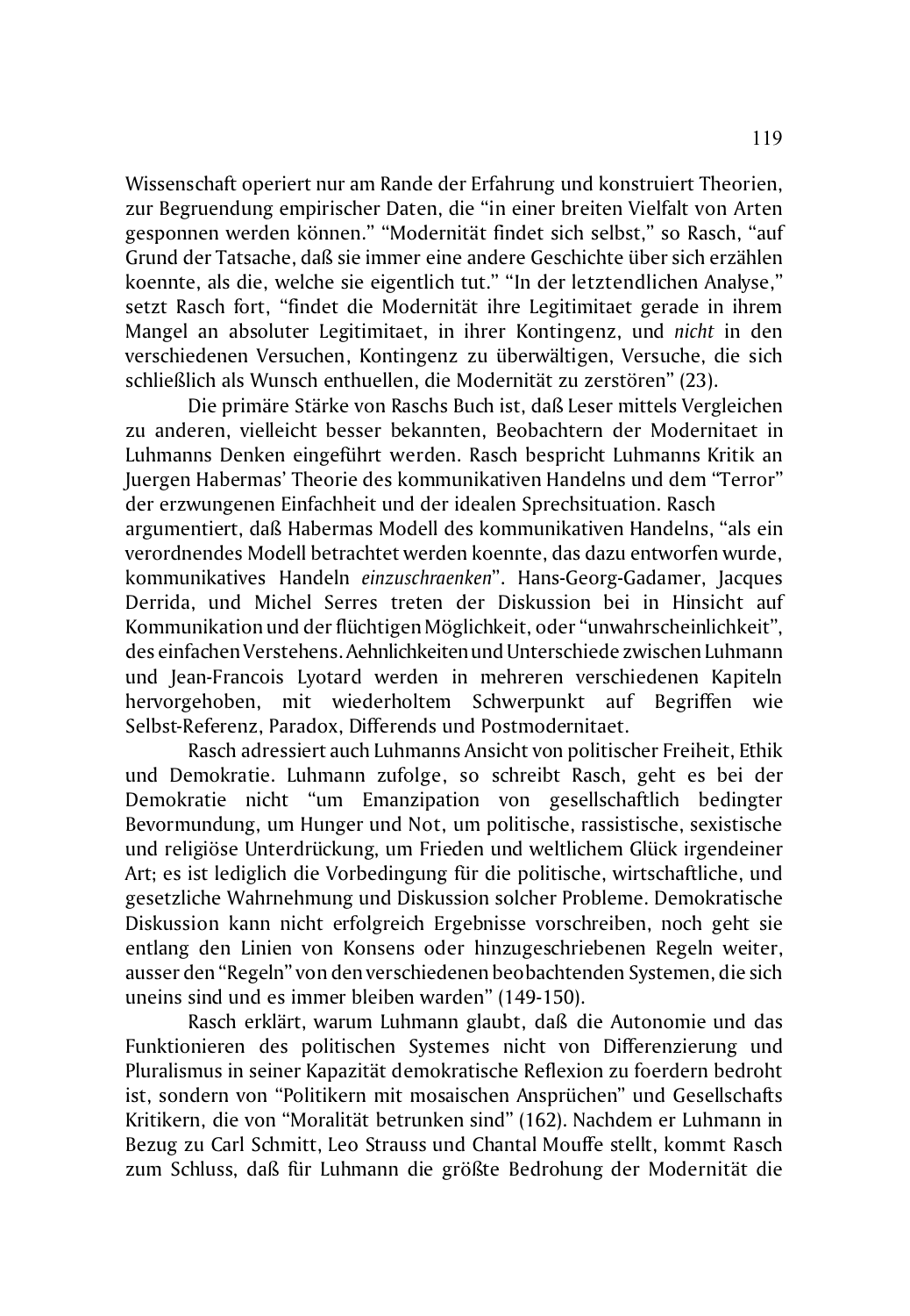Wissenschaft operiert nur am Rande der Erfahrung und konstruiert Theorien, zur Begruendung empirischer Daten, die "in einer breiten Vielfalt von Arten gesponnen werden können." "Modernität findet sich selbst," so Rasch, "auf Grund der Tatsache, daß sie immer eine andere Geschichte über sich erzählen koennte, als die, welche sie eigentlich tut." "In der letztendlichen Analyse," setzt Rasch fort, "findet die Modernität ihre Legitimitaet gerade in ihrem Mangel an absoluter Legitimitaet, in ihrer Kontingenz, und *nicht* in den verschiedenen Versuchen, Kontingenz zu überwältigen, Versuche, die sich schließlich als Wunsch enthuellen, die Modernität zu zerstören" (23).

Die primäre Stärke von Raschs Buch ist, daß Leser mittels Vergleichen zu anderen, vielleicht besser bekannten, Beobachtern der Modernitaet in Luhmanns Denken eingeführt werden. Rasch bespricht Luhmanns Kritik an Juergen Habermas' Theorie des kommunikativen Handelns und dem "Terror" der erzwungenen Einfachheit und der idealen Sprechsituation. Rasch argumentiert, daß Habermas Modell des kommunikativen Handelns, "als ein verordnendes Modell betrachtet werden koennte, das dazu entworfen wurde, kommunikatives Handeln *einzuschraenken*". Hans-Georg-Gadamer, Jacques Derrida, und Michel Serres treten der Diskussion bei in Hinsicht auf Kommunikation und der flüchtigen Möglichkeit, oder "unwahrscheinlichkeit", des einfachen Verstehens. Aehnlichkeiten und Unterschiede zwischen Luhmann und Jean-Francois Lyotard werden in mehreren verschiedenen Kapiteln hervorgehoben, mit wiederholtem Schwerpunkt auf Begriffen wie Selbst-Referenz, Paradox, Differends und Postmodernitaet.

Rasch adressiert auch Luhmanns Ansicht von politischer Freiheit, Ethik und Demokratie. Luhmann zufolge, so schreibt Rasch, geht es bei der Demokratie nicht "um Emanzipation von gesellschaftlich bedingter Bevormundung, um Hunger und Not, um politische, rassistische, sexistische und religiöse Unterdrückung, um Frieden und weltlichem Glück irgendeiner Art; es ist lediglich die Vorbedingung für die politische, wirtschaftliche, und gesetzliche Wahrnehmung und Diskussion solcher Probleme. Demokratische Diskussion kann nicht erfolgreich Ergebnisse vorschreiben, noch geht sie entlang den Linien von Konsens oder hinzugeschriebenen Regeln weiter, ausser den "Regeln" von den verschiedenen beobachtenden Systemen, die sich uneins sind und es immer bleiben warden" (149-150).

Rasch erklärt, warum Luhmann glaubt, daß die Autonomie und das Funktionieren des politischen Systemes nicht von Differenzierung und Pluralismus in seiner Kapazität demokratische Reflexion zu foerdern bedroht ist, sondern von "Politikern mit mosaischen Ansprüchen" und Gesellschafts Kritikern, die von "Moralität betrunken sind" (162). Nachdem er Luhmann in Bezug zu Carl Schmitt, Leo Strauss und Chantal Mouffe stellt, kommt Rasch zum Schluss, daß für Luhmann die größte Bedrohung der Modernität die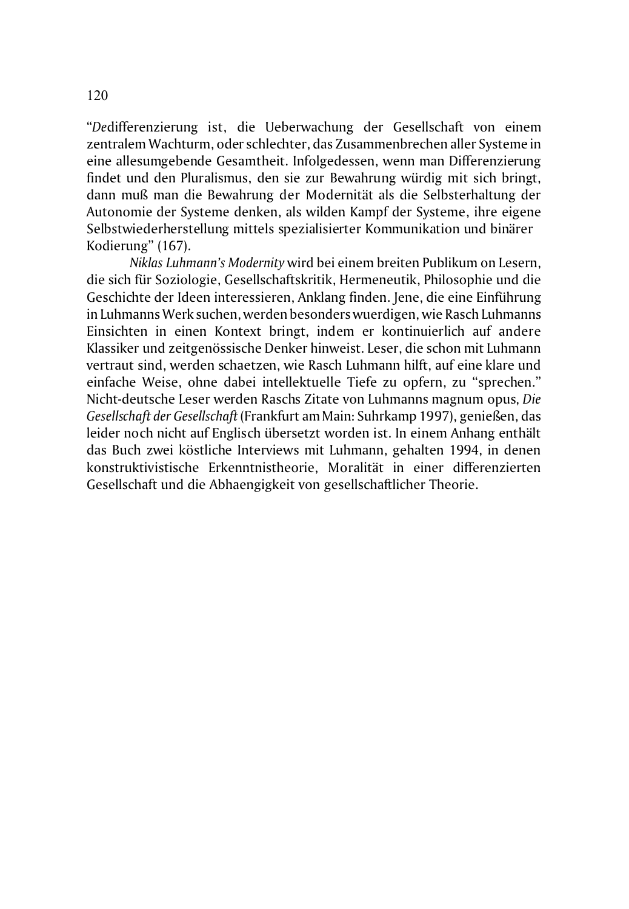"*De*differenzierung ist, die Ueberwachung der Gesellschaft von einem zentralem Wachturm, oder schlechter, das Zusammenbrechen aller Systeme in eine allesumgebende Gesamtheit. Infolgedessen, wenn man Differenzierung findet und den Pluralismus, den sie zur Bewahrung würdig mit sich bringt, dann muß man die Bewahrung der Modernität als die Selbsterhaltung der Autonomie der Systeme denken, als wilden Kampf der Systeme, ihre eigene Selbstwiederherstellung mittels spezialisierter Kommunikation und binärer Kodierung" (167).

*Niklas Luhmann's Modernity* wird bei einem breiten Publikum on Lesern, die sich für Soziologie, Gesellschaftskritik, Hermeneutik, Philosophie und die Geschichte der Ideen interessieren, Anklang finden. Jene, die eine Einführung in Luhmanns Werk suchen, werden besonders wuerdigen, wie Rasch Luhmanns Einsichten in einen Kontext bringt, indem er kontinuierlich auf andere Klassiker und zeitgenössische Denker hinweist. Leser, die schon mit Luhmann vertraut sind, werden schaetzen, wie Rasch Luhmann hilft, auf eine klare und einfache Weise, ohne dabei intellektuelle Tiefe zu opfern, zu "sprechen." Nicht-deutsche Leser werden Raschs Zitate von Luhmanns magnum opus, *Die Gesellschaft der Gesellschaft* (Frankfurt am Main: Suhrkamp 1997), genießen, das leider noch nicht auf Englisch übersetzt worden ist. In einem Anhang enthält das Buch zwei köstliche Interviews mit Luhmann, gehalten 1994, in denen konstruktivistische Erkenntnistheorie, Moralität in einer differenzierten Gesellschaft und die Abhaengigkeit von gesellschaftlicher Theorie.